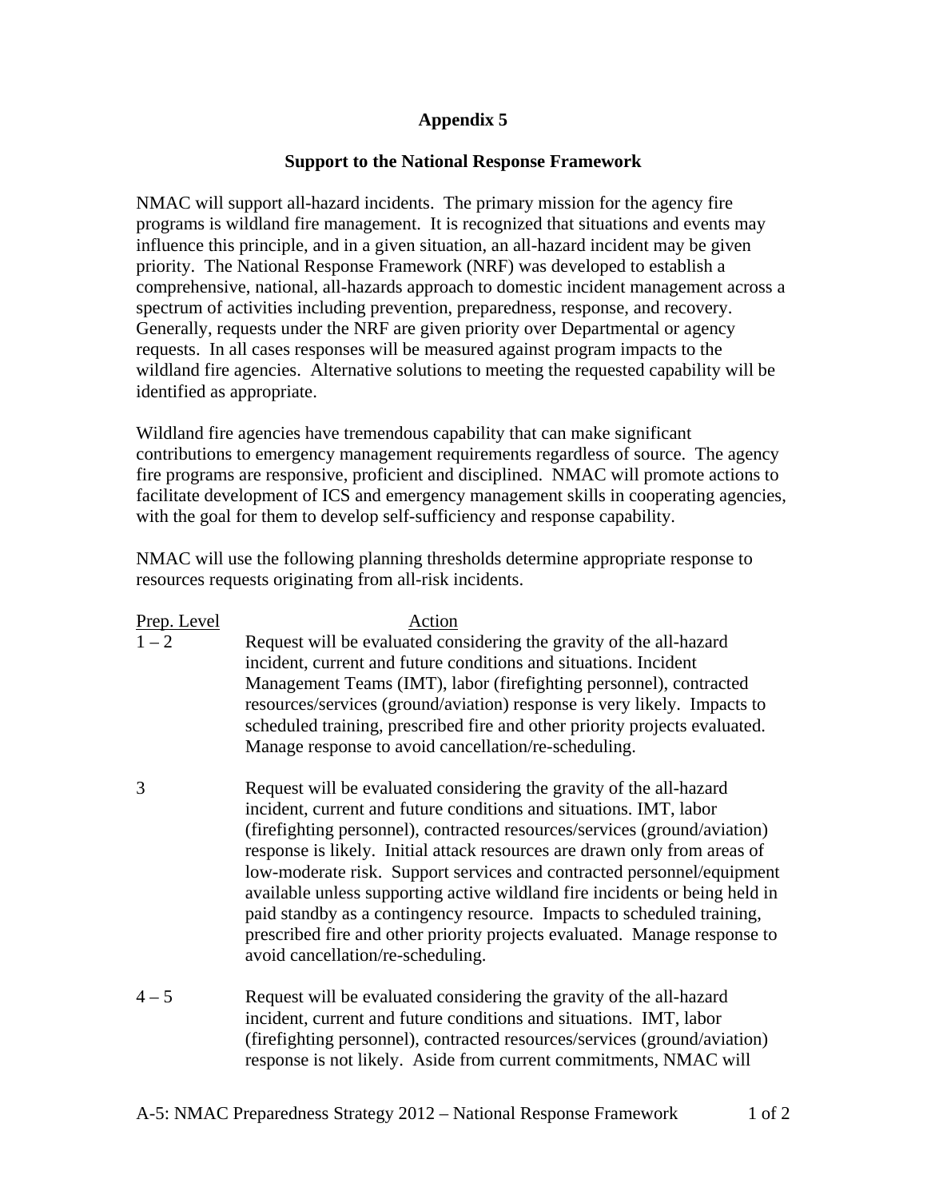# Appendix 5

## Support to the National Response Framework

NMAC will support all-hazard incidents. The primary mission for the agency fire programs is wildland fire management. It is recognized that situations and events may influence this principle, and in a given situation, an all-hazard incident may be given priority. The National Response Framework (NRF) was developed to establish a comprehensive, national, all-hazards approach to domestic incident management across a spectrum of activities including prevention, preparedness, response, and recovery. Generally, requests under the NRF are given priority over Departmental or agency requests. In all cases responses will be measured against program impacts to the wildland fire agencies. Alternative solutions to meeting the requested capability will be identified as appropriate.

Wildland fire agencies have tremendous capability that can make significant contributions to emergency management requirements regardless of source. The agency fire programs are responsive, proficient and disciplined. NMAC will promote actions to facilitate development of ICS and emergency management skills in cooperating agencies, with the goal for them to develop self-sufficiency and response capability.

NMAC will use the following planning thresholds determine appropriate response to resources requests originating from all-risk incidents.

| Prep. Level | Action |
| --- | --- |
| 1 – 2 | Request will be evaluated considering the gravity of the all-hazard incident, current and future conditions and situations. Incident Management Teams (IMT), labor (firefighting personnel), contracted resources/services (ground/aviation) response is very likely. Impacts to scheduled training, prescribed fire and other priority projects evaluated. Manage response to avoid cancellation/re-scheduling. |
| 3 | Request will be evaluated considering the gravity of the all-hazard incident, current and future conditions and situations. IMT, labor (firefighting personnel), contracted resources/services (ground/aviation) response is likely. Initial attack resources are drawn only from areas of low-moderate risk. Support services and contracted personnel/equipment available unless supporting active wildland fire incidents or being held in paid standby as a contingency resource. Impacts to scheduled training, prescribed fire and other priority projects evaluated. Manage response to avoid cancellation/re-scheduling. |
| 4 – 5 | Request will be evaluated considering the gravity of the all-hazard incident, current and future conditions and situations. IMT, labor (firefighting personnel), contracted resources/services (ground/aviation) response is not likely. Aside from current commitments, NMAC will |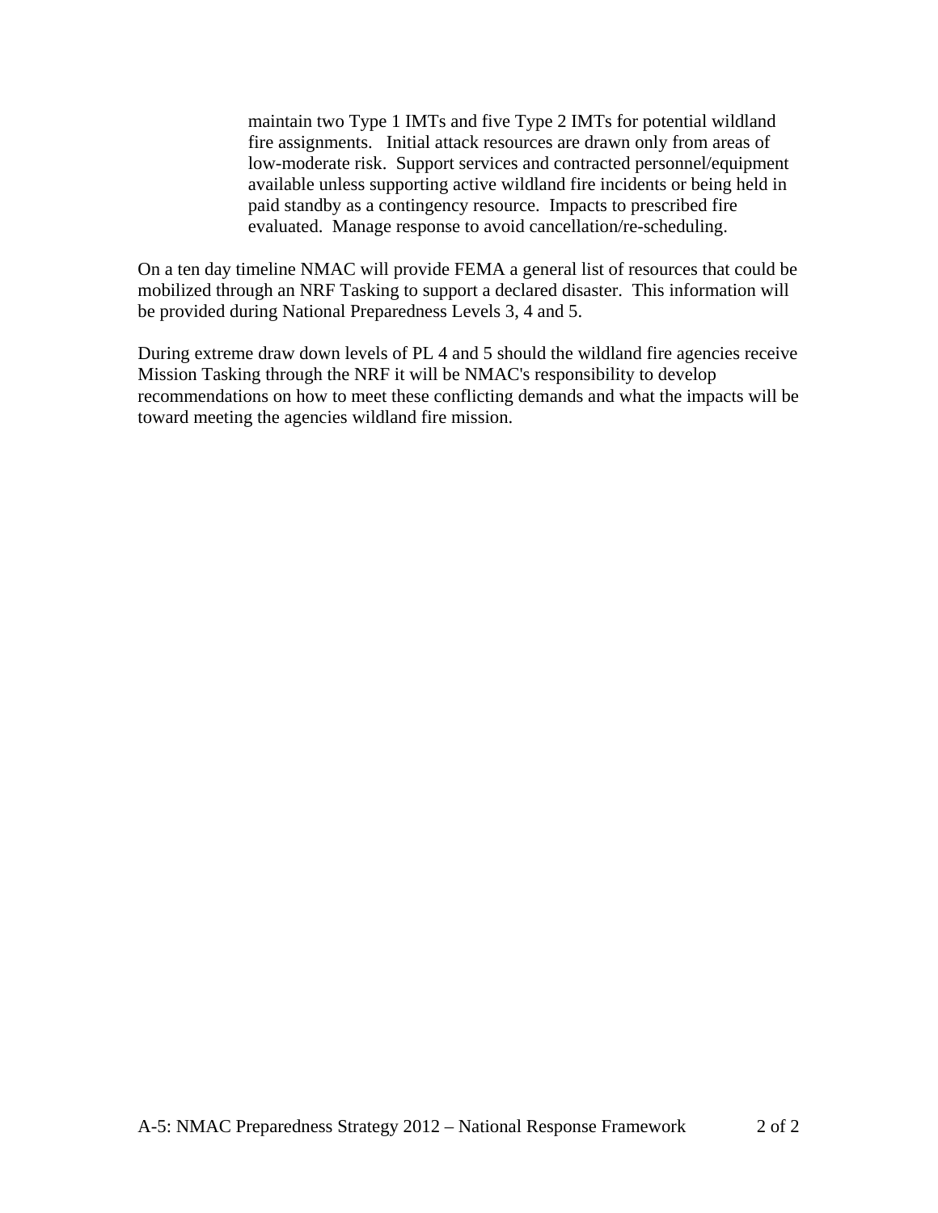maintain two Type 1 IMTs and five Type 2 IMTs for potential wildland fire assignments. Initial attack resources are drawn only from areas of low-moderate risk. Support services and contracted personnel/equipment available unless supporting active wildland fire incidents or being held in paid standby as a contingency resource. Impacts to prescribed fire evaluated. Manage response to avoid cancellation/re-scheduling.

On a ten day timeline NMAC will provide FEMA a general list of resources that could be mobilized through an NRF Tasking to support a declared disaster. This information will be provided during National Preparedness Levels 3, 4 and 5.

During extreme draw down levels of PL 4 and 5 should the wildland fire agencies receive Mission Tasking through the NRF it will be NMAC's responsibility to develop recommendations on how to meet these conflicting demands and what the impacts will be toward meeting the agencies wildland fire mission.